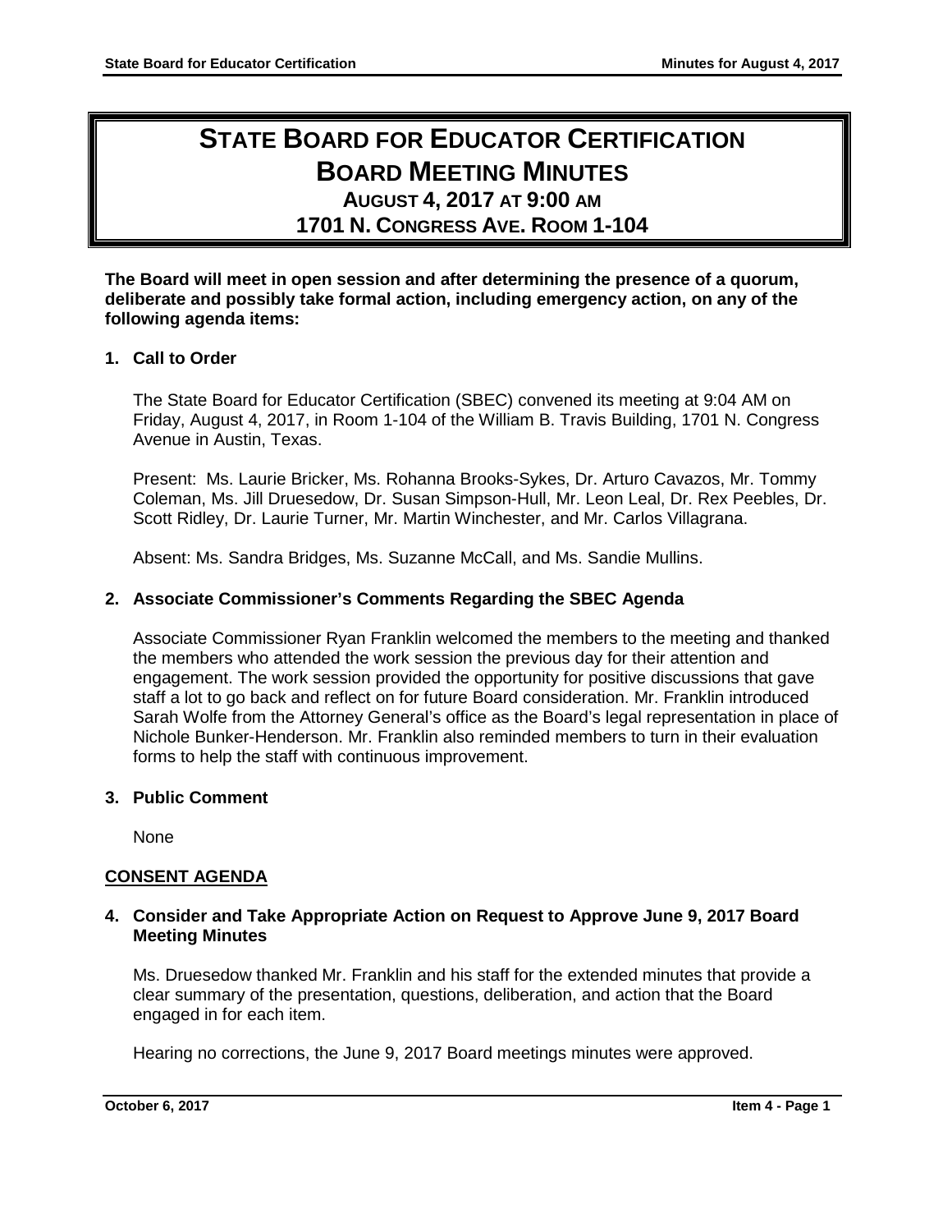# STATE BOARD FOR EDUCATOR CERTIFICATION
# BOARD MEETING MINUTES
## AUGUST 4, 2017 AT 9:00 AM
## 1701 N. CONGRESS AVE. ROOM 1-104

**The Board will meet in open session and after determining the presence of a quorum, deliberate and possibly take formal action, including emergency action, on any of the following agenda items:**

**1. Call to Order**

The State Board for Educator Certification (SBEC) convened its meeting at 9:04 AM on Friday, August 4, 2017, in Room 1-104 of the William B. Travis Building, 1701 N. Congress Avenue in Austin, Texas.

Present: Ms. Laurie Bricker, Ms. Rohanna Brooks-Sykes, Dr. Arturo Cavazos, Mr. Tommy Coleman, Ms. Jill Druesedow, Dr. Susan Simpson-Hull, Mr. Leon Leal, Dr. Rex Peebles, Dr. Scott Ridley, Dr. Laurie Turner, Mr. Martin Winchester, and Mr. Carlos Villagrana.

Absent: Ms. Sandra Bridges, Ms. Suzanne McCall, and Ms. Sandie Mullins.

**2. Associate Commissioner's Comments Regarding the SBEC Agenda**

Associate Commissioner Ryan Franklin welcomed the members to the meeting and thanked the members who attended the work session the previous day for their attention and engagement. The work session provided the opportunity for positive discussions that gave staff a lot to go back and reflect on for future Board consideration. Mr. Franklin introduced Sarah Wolfe from the Attorney General's office as the Board's legal representation in place of Nichole Bunker-Henderson. Mr. Franklin also reminded members to turn in their evaluation forms to help the staff with continuous improvement.

**3. Public Comment**

None

**CONSENT AGENDA**

**4. Consider and Take Appropriate Action on Request to Approve June 9, 2017 Board Meeting Minutes**

Ms. Druesedow thanked Mr. Franklin and his staff for the extended minutes that provide a clear summary of the presentation, questions, deliberation, and action that the Board engaged in for each item.

Hearing no corrections, the June 9, 2017 Board meetings minutes were approved.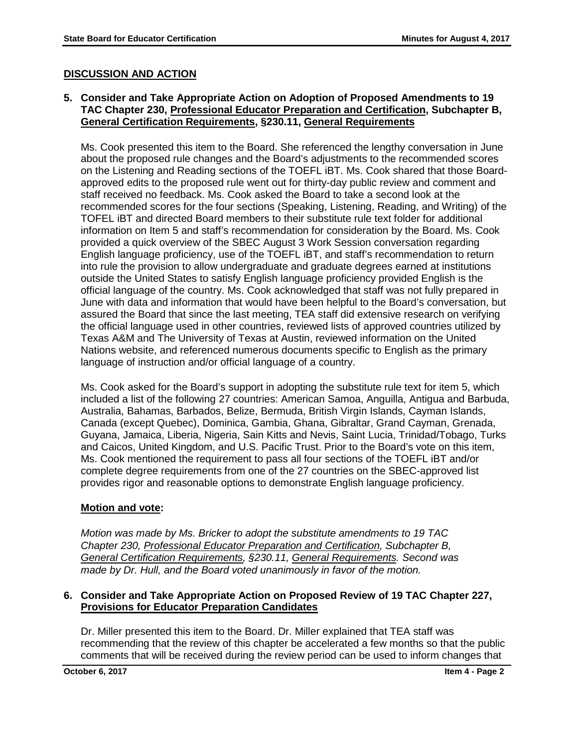## DISCUSSION AND ACTION

### 5. Consider and Take Appropriate Action on Adoption of Proposed Amendments to 19 TAC Chapter 230, Professional Educator Preparation and Certification, Subchapter B, General Certification Requirements, §230.11, General Requirements

Ms. Cook presented this item to the Board. She referenced the lengthy conversation in June about the proposed rule changes and the Board's adjustments to the recommended scores on the Listening and Reading sections of the TOEFL iBT. Ms. Cook shared that those Board-approved edits to the proposed rule went out for thirty-day public review and comment and staff received no feedback. Ms. Cook asked the Board to take a second look at the recommended scores for the four sections (Speaking, Listening, Reading, and Writing) of the TOFEL iBT and directed Board members to their substitute rule text folder for additional information on Item 5 and staff's recommendation for consideration by the Board. Ms. Cook provided a quick overview of the SBEC August 3 Work Session conversation regarding English language proficiency, use of the TOEFL iBT, and staff's recommendation to return into rule the provision to allow undergraduate and graduate degrees earned at institutions outside the United States to satisfy English language proficiency provided English is the official language of the country. Ms. Cook acknowledged that staff was not fully prepared in June with data and information that would have been helpful to the Board's conversation, but assured the Board that since the last meeting, TEA staff did extensive research on verifying the official language used in other countries, reviewed lists of approved countries utilized by Texas A&M and The University of Texas at Austin, reviewed information on the United Nations website, and referenced numerous documents specific to English as the primary language of instruction and/or official language of a country.

Ms. Cook asked for the Board's support in adopting the substitute rule text for item 5, which included a list of the following 27 countries: American Samoa, Anguilla, Antigua and Barbuda, Australia, Bahamas, Barbados, Belize, Bermuda, British Virgin Islands, Cayman Islands, Canada (except Quebec), Dominica, Gambia, Ghana, Gibraltar, Grand Cayman, Grenada, Guyana, Jamaica, Liberia, Nigeria, Sain Kitts and Nevis, Saint Lucia, Trinidad/Tobago, Turks and Caicos, United Kingdom, and U.S. Pacific Trust. Prior to the Board's vote on this item, Ms. Cook mentioned the requirement to pass all four sections of the TOEFL iBT and/or complete degree requirements from one of the 27 countries on the SBEC-approved list provides rigor and reasonable options to demonstrate English language proficiency.

**Motion and vote:**

*Motion was made by Ms. Bricker to adopt the substitute amendments to 19 TAC Chapter 230, Professional Educator Preparation and Certification, Subchapter B, General Certification Requirements, §230.11, General Requirements. Second was made by Dr. Hull, and the Board voted unanimously in favor of the motion.*

### 6. Consider and Take Appropriate Action on Proposed Review of 19 TAC Chapter 227, Provisions for Educator Preparation Candidates

Dr. Miller presented this item to the Board. Dr. Miller explained that TEA staff was recommending that the review of this chapter be accelerated a few months so that the public comments that will be received during the review period can be used to inform changes that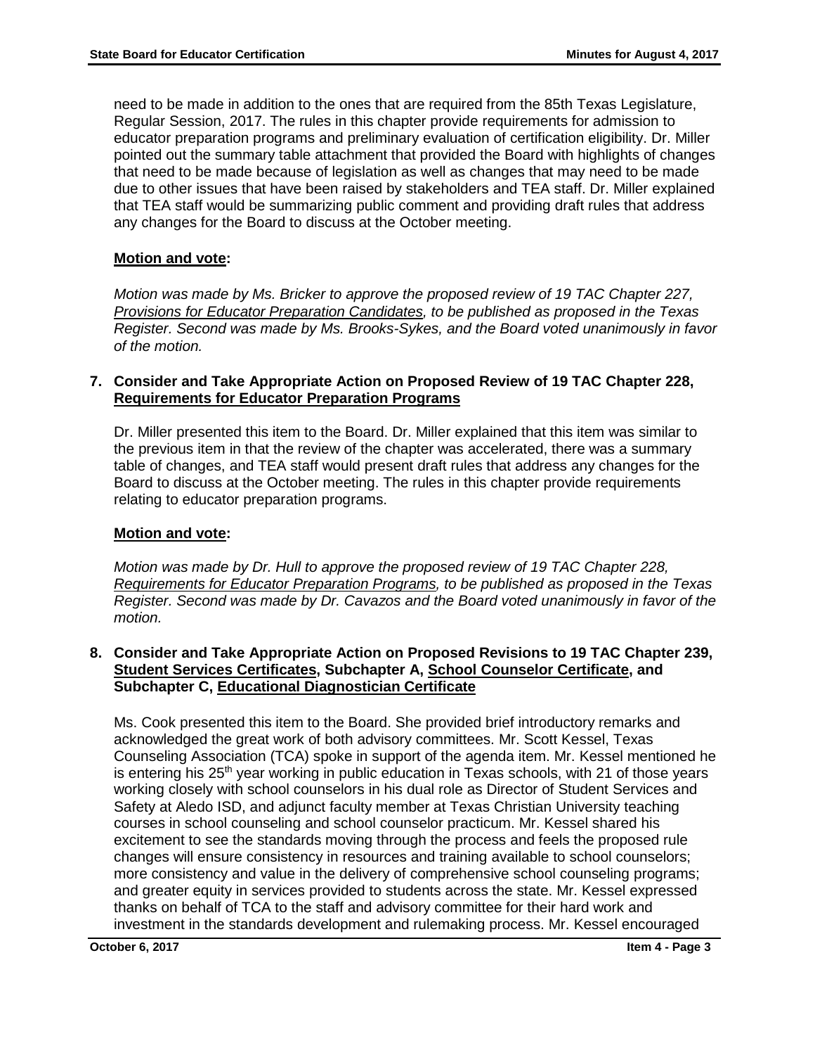need to be made in addition to the ones that are required from the 85th Texas Legislature, Regular Session, 2017. The rules in this chapter provide requirements for admission to educator preparation programs and preliminary evaluation of certification eligibility. Dr. Miller pointed out the summary table attachment that provided the Board with highlights of changes that need to be made because of legislation as well as changes that may need to be made due to other issues that have been raised by stakeholders and TEA staff. Dr. Miller explained that TEA staff would be summarizing public comment and providing draft rules that address any changes for the Board to discuss at the October meeting.

**Motion and vote:**

*Motion was made by Ms. Bricker to approve the proposed review of 19 TAC Chapter 227, Provisions for Educator Preparation Candidates, to be published as proposed in the Texas Register. Second was made by Ms. Brooks-Sykes, and the Board voted unanimously in favor of the motion.*

**7. Consider and Take Appropriate Action on Proposed Review of 19 TAC Chapter 228, Requirements for Educator Preparation Programs**

Dr. Miller presented this item to the Board. Dr. Miller explained that this item was similar to the previous item in that the review of the chapter was accelerated, there was a summary table of changes, and TEA staff would present draft rules that address any changes for the Board to discuss at the October meeting. The rules in this chapter provide requirements relating to educator preparation programs.

**Motion and vote:**

*Motion was made by Dr. Hull to approve the proposed review of 19 TAC Chapter 228, Requirements for Educator Preparation Programs, to be published as proposed in the Texas Register. Second was made by Dr. Cavazos and the Board voted unanimously in favor of the motion.*

**8. Consider and Take Appropriate Action on Proposed Revisions to 19 TAC Chapter 239, Student Services Certificates, Subchapter A, School Counselor Certificate, and Subchapter C, Educational Diagnostician Certificate**

Ms. Cook presented this item to the Board. She provided brief introductory remarks and acknowledged the great work of both advisory committees. Mr. Scott Kessel, Texas Counseling Association (TCA) spoke in support of the agenda item. Mr. Kessel mentioned he is entering his 25th year working in public education in Texas schools, with 21 of those years working closely with school counselors in his dual role as Director of Student Services and Safety at Aledo ISD, and adjunct faculty member at Texas Christian University teaching courses in school counseling and school counselor practicum. Mr. Kessel shared his excitement to see the standards moving through the process and feels the proposed rule changes will ensure consistency in resources and training available to school counselors; more consistency and value in the delivery of comprehensive school counseling programs; and greater equity in services provided to students across the state. Mr. Kessel expressed thanks on behalf of TCA to the staff and advisory committee for their hard work and investment in the standards development and rulemaking process. Mr. Kessel encouraged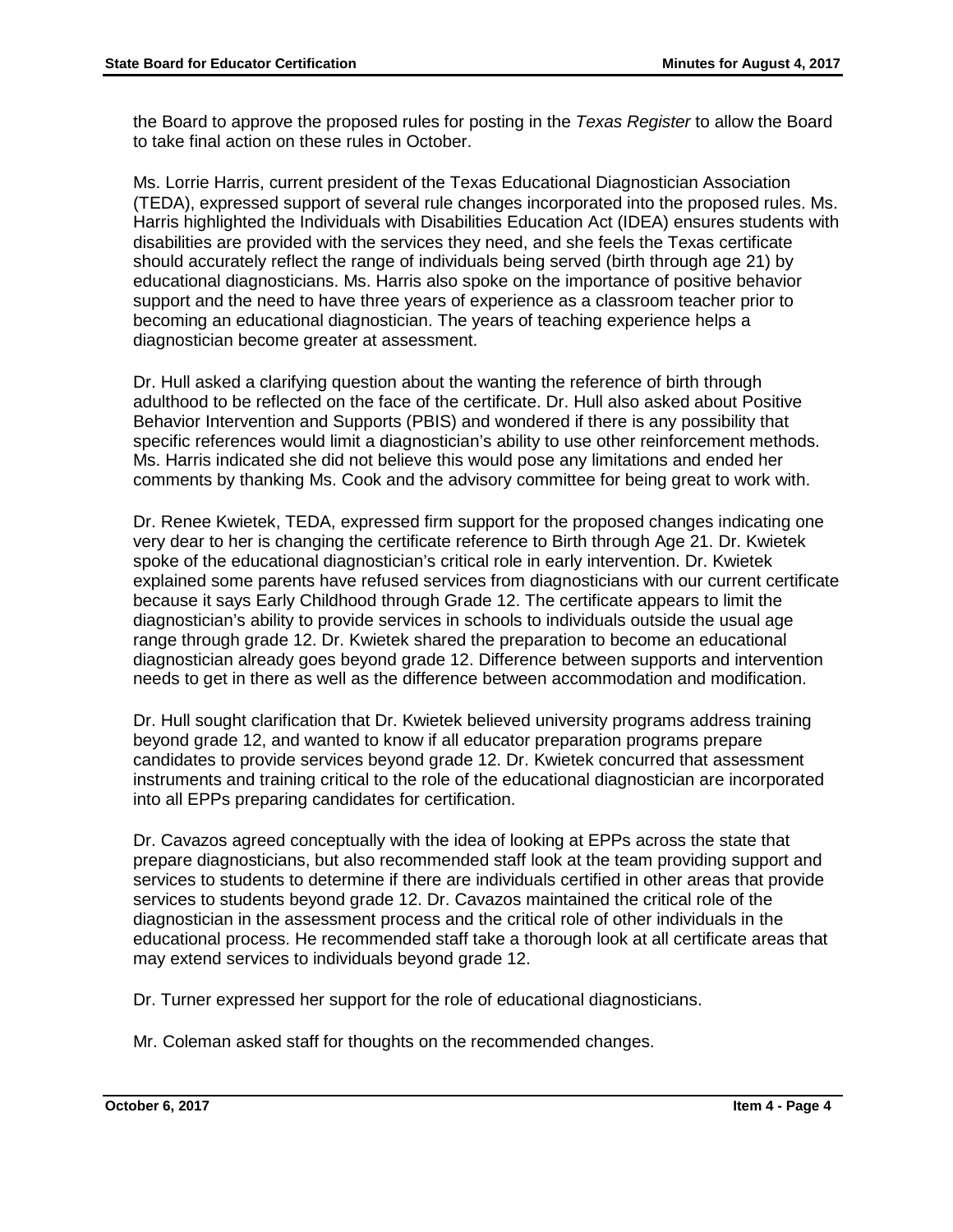the Board to approve the proposed rules for posting in the *Texas Register* to allow the Board to take final action on these rules in October.

Ms. Lorrie Harris, current president of the Texas Educational Diagnostician Association (TEDA), expressed support of several rule changes incorporated into the proposed rules. Ms. Harris highlighted the Individuals with Disabilities Education Act (IDEA) ensures students with disabilities are provided with the services they need, and she feels the Texas certificate should accurately reflect the range of individuals being served (birth through age 21) by educational diagnosticians. Ms. Harris also spoke on the importance of positive behavior support and the need to have three years of experience as a classroom teacher prior to becoming an educational diagnostician. The years of teaching experience helps a diagnostician become greater at assessment.

Dr. Hull asked a clarifying question about the wanting the reference of birth through adulthood to be reflected on the face of the certificate. Dr. Hull also asked about Positive Behavior Intervention and Supports (PBIS) and wondered if there is any possibility that specific references would limit a diagnostician's ability to use other reinforcement methods. Ms. Harris indicated she did not believe this would pose any limitations and ended her comments by thanking Ms. Cook and the advisory committee for being great to work with.

Dr. Renee Kwietek, TEDA, expressed firm support for the proposed changes indicating one very dear to her is changing the certificate reference to Birth through Age 21. Dr. Kwietek spoke of the educational diagnostician's critical role in early intervention. Dr. Kwietek explained some parents have refused services from diagnosticians with our current certificate because it says Early Childhood through Grade 12. The certificate appears to limit the diagnostician's ability to provide services in schools to individuals outside the usual age range through grade 12. Dr. Kwietek shared the preparation to become an educational diagnostician already goes beyond grade 12. Difference between supports and intervention needs to get in there as well as the difference between accommodation and modification.

Dr. Hull sought clarification that Dr. Kwietek believed university programs address training beyond grade 12, and wanted to know if all educator preparation programs prepare candidates to provide services beyond grade 12. Dr. Kwietek concurred that assessment instruments and training critical to the role of the educational diagnostician are incorporated into all EPPs preparing candidates for certification.

Dr. Cavazos agreed conceptually with the idea of looking at EPPs across the state that prepare diagnosticians, but also recommended staff look at the team providing support and services to students to determine if there are individuals certified in other areas that provide services to students beyond grade 12. Dr. Cavazos maintained the critical role of the diagnostician in the assessment process and the critical role of other individuals in the educational process. He recommended staff take a thorough look at all certificate areas that may extend services to individuals beyond grade 12.

Dr. Turner expressed her support for the role of educational diagnosticians.

Mr. Coleman asked staff for thoughts on the recommended changes.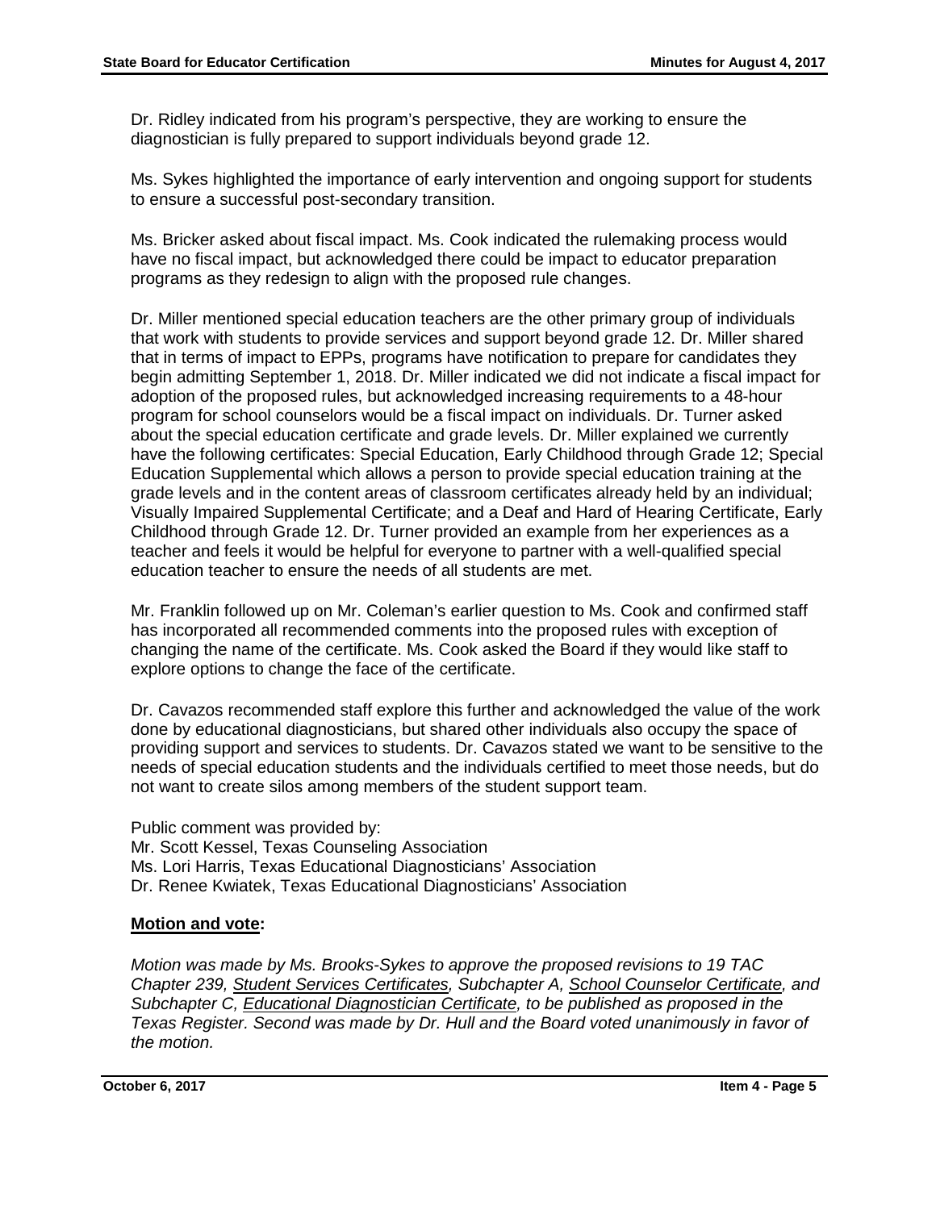Dr. Ridley indicated from his program's perspective, they are working to ensure the diagnostician is fully prepared to support individuals beyond grade 12.

Ms. Sykes highlighted the importance of early intervention and ongoing support for students to ensure a successful post-secondary transition.

Ms. Bricker asked about fiscal impact. Ms. Cook indicated the rulemaking process would have no fiscal impact, but acknowledged there could be impact to educator preparation programs as they redesign to align with the proposed rule changes.

Dr. Miller mentioned special education teachers are the other primary group of individuals that work with students to provide services and support beyond grade 12. Dr. Miller shared that in terms of impact to EPPs, programs have notification to prepare for candidates they begin admitting September 1, 2018. Dr. Miller indicated we did not indicate a fiscal impact for adoption of the proposed rules, but acknowledged increasing requirements to a 48-hour program for school counselors would be a fiscal impact on individuals. Dr. Turner asked about the special education certificate and grade levels. Dr. Miller explained we currently have the following certificates: Special Education, Early Childhood through Grade 12; Special Education Supplemental which allows a person to provide special education training at the grade levels and in the content areas of classroom certificates already held by an individual; Visually Impaired Supplemental Certificate; and a Deaf and Hard of Hearing Certificate, Early Childhood through Grade 12. Dr. Turner provided an example from her experiences as a teacher and feels it would be helpful for everyone to partner with a well-qualified special education teacher to ensure the needs of all students are met.

Mr. Franklin followed up on Mr. Coleman's earlier question to Ms. Cook and confirmed staff has incorporated all recommended comments into the proposed rules with exception of changing the name of the certificate. Ms. Cook asked the Board if they would like staff to explore options to change the face of the certificate.

Dr. Cavazos recommended staff explore this further and acknowledged the value of the work done by educational diagnosticians, but shared other individuals also occupy the space of providing support and services to students. Dr. Cavazos stated we want to be sensitive to the needs of special education students and the individuals certified to meet those needs, but do not want to create silos among members of the student support team.

Public comment was provided by:
Mr. Scott Kessel, Texas Counseling Association
Ms. Lori Harris, Texas Educational Diagnosticians' Association
Dr. Renee Kwiatek, Texas Educational Diagnosticians' Association

**Motion and vote:**

*Motion was made by Ms. Brooks-Sykes to approve the proposed revisions to 19 TAC Chapter 239, Student Services Certificates, Subchapter A, School Counselor Certificate, and Subchapter C, Educational Diagnostician Certificate, to be published as proposed in the Texas Register. Second was made by Dr. Hull and the Board voted unanimously in favor of the motion.*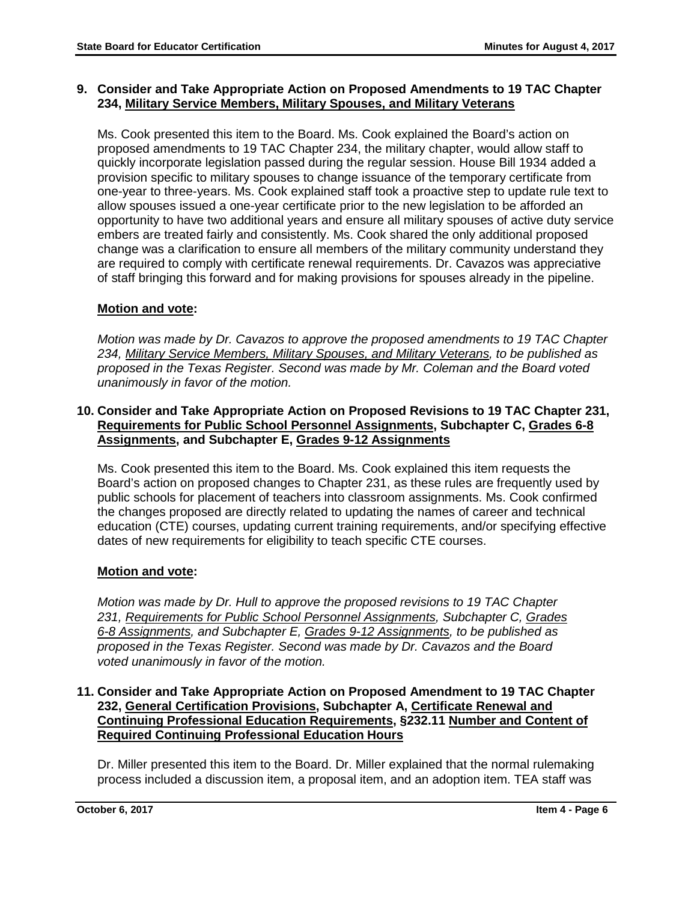**9. Consider and Take Appropriate Action on Proposed Amendments to 19 TAC Chapter 234, Military Service Members, Military Spouses, and Military Veterans**

Ms. Cook presented this item to the Board. Ms. Cook explained the Board's action on proposed amendments to 19 TAC Chapter 234, the military chapter, would allow staff to quickly incorporate legislation passed during the regular session. House Bill 1934 added a provision specific to military spouses to change issuance of the temporary certificate from one-year to three-years. Ms. Cook explained staff took a proactive step to update rule text to allow spouses issued a one-year certificate prior to the new legislation to be afforded an opportunity to have two additional years and ensure all military spouses of active duty service embers are treated fairly and consistently. Ms. Cook shared the only additional proposed change was a clarification to ensure all members of the military community understand they are required to comply with certificate renewal requirements. Dr. Cavazos was appreciative of staff bringing this forward and for making provisions for spouses already in the pipeline.

**Motion and vote:**

*Motion was made by Dr. Cavazos to approve the proposed amendments to 19 TAC Chapter 234, Military Service Members, Military Spouses, and Military Veterans, to be published as proposed in the Texas Register. Second was made by Mr. Coleman and the Board voted unanimously in favor of the motion.*

**10. Consider and Take Appropriate Action on Proposed Revisions to 19 TAC Chapter 231, Requirements for Public School Personnel Assignments, Subchapter C, Grades 6-8 Assignments, and Subchapter E, Grades 9-12 Assignments**

Ms. Cook presented this item to the Board. Ms. Cook explained this item requests the Board's action on proposed changes to Chapter 231, as these rules are frequently used by public schools for placement of teachers into classroom assignments. Ms. Cook confirmed the changes proposed are directly related to updating the names of career and technical education (CTE) courses, updating current training requirements, and/or specifying effective dates of new requirements for eligibility to teach specific CTE courses.

**Motion and vote:**

*Motion was made by Dr. Hull to approve the proposed revisions to 19 TAC Chapter 231, Requirements for Public School Personnel Assignments, Subchapter C, Grades 6-8 Assignments, and Subchapter E, Grades 9-12 Assignments, to be published as proposed in the Texas Register. Second was made by Dr. Cavazos and the Board voted unanimously in favor of the motion.*

**11. Consider and Take Appropriate Action on Proposed Amendment to 19 TAC Chapter 232, General Certification Provisions, Subchapter A, Certificate Renewal and Continuing Professional Education Requirements, §232.11 Number and Content of Required Continuing Professional Education Hours**

Dr. Miller presented this item to the Board. Dr. Miller explained that the normal rulemaking process included a discussion item, a proposal item, and an adoption item. TEA staff was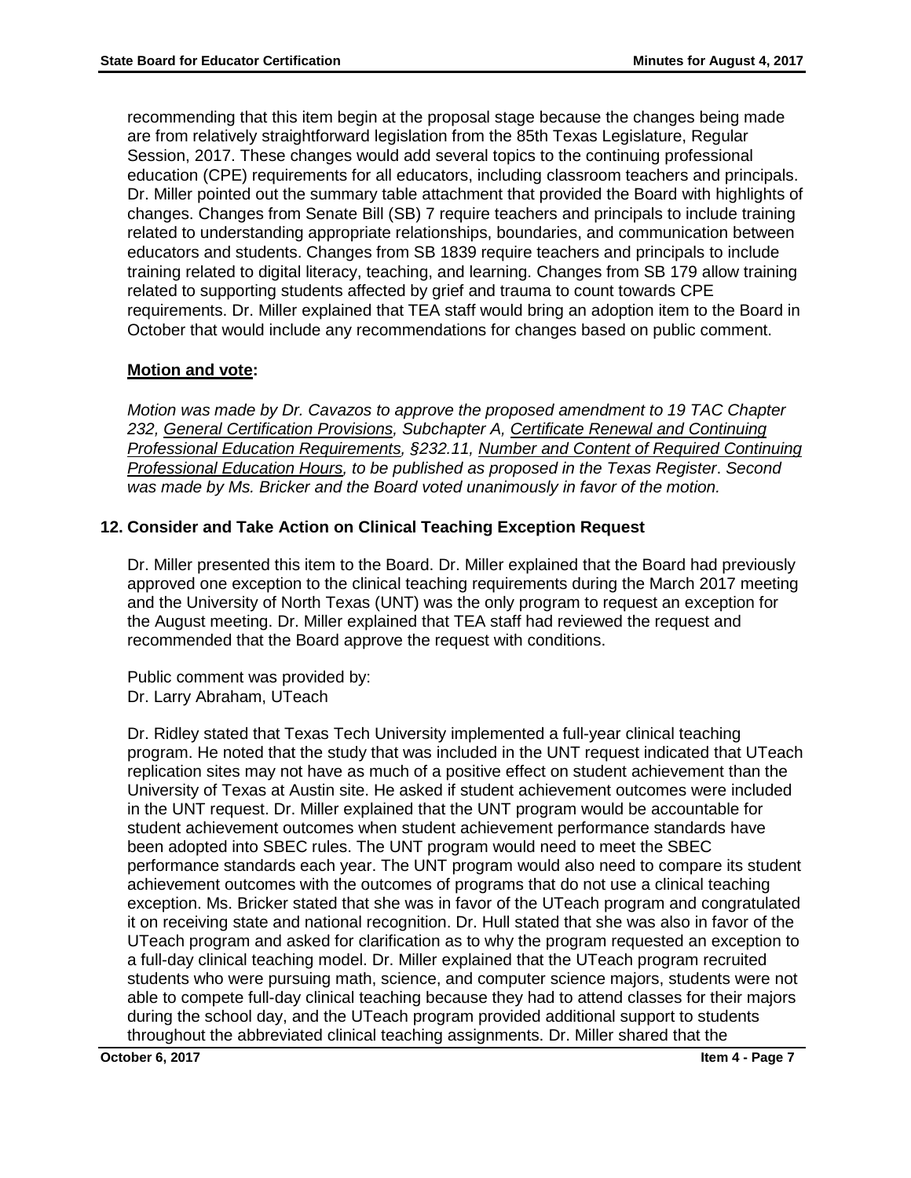recommending that this item begin at the proposal stage because the changes being made are from relatively straightforward legislation from the 85th Texas Legislature, Regular Session, 2017. These changes would add several topics to the continuing professional education (CPE) requirements for all educators, including classroom teachers and principals. Dr. Miller pointed out the summary table attachment that provided the Board with highlights of changes. Changes from Senate Bill (SB) 7 require teachers and principals to include training related to understanding appropriate relationships, boundaries, and communication between educators and students. Changes from SB 1839 require teachers and principals to include training related to digital literacy, teaching, and learning. Changes from SB 179 allow training related to supporting students affected by grief and trauma to count towards CPE requirements. Dr. Miller explained that TEA staff would bring an adoption item to the Board in October that would include any recommendations for changes based on public comment.

**Motion and vote:**

*Motion was made by Dr. Cavazos to approve the proposed amendment to 19 TAC Chapter 232, General Certification Provisions, Subchapter A, Certificate Renewal and Continuing Professional Education Requirements, §232.11, Number and Content of Required Continuing Professional Education Hours, to be published as proposed in the Texas Register. Second was made by Ms. Bricker and the Board voted unanimously in favor of the motion.*

## 12. Consider and Take Action on Clinical Teaching Exception Request

Dr. Miller presented this item to the Board. Dr. Miller explained that the Board had previously approved one exception to the clinical teaching requirements during the March 2017 meeting and the University of North Texas (UNT) was the only program to request an exception for the August meeting. Dr. Miller explained that TEA staff had reviewed the request and recommended that the Board approve the request with conditions.

Public comment was provided by:
Dr. Larry Abraham, UTeach

Dr. Ridley stated that Texas Tech University implemented a full-year clinical teaching program. He noted that the study that was included in the UNT request indicated that UTeach replication sites may not have as much of a positive effect on student achievement than the University of Texas at Austin site. He asked if student achievement outcomes were included in the UNT request. Dr. Miller explained that the UNT program would be accountable for student achievement outcomes when student achievement performance standards have been adopted into SBEC rules. The UNT program would need to meet the SBEC performance standards each year. The UNT program would also need to compare its student achievement outcomes with the outcomes of programs that do not use a clinical teaching exception. Ms. Bricker stated that she was in favor of the UTeach program and congratulated it on receiving state and national recognition. Dr. Hull stated that she was also in favor of the UTeach program and asked for clarification as to why the program requested an exception to a full-day clinical teaching model. Dr. Miller explained that the UTeach program recruited students who were pursuing math, science, and computer science majors, students were not able to compete full-day clinical teaching because they had to attend classes for their majors during the school day, and the UTeach program provided additional support to students throughout the abbreviated clinical teaching assignments. Dr. Miller shared that the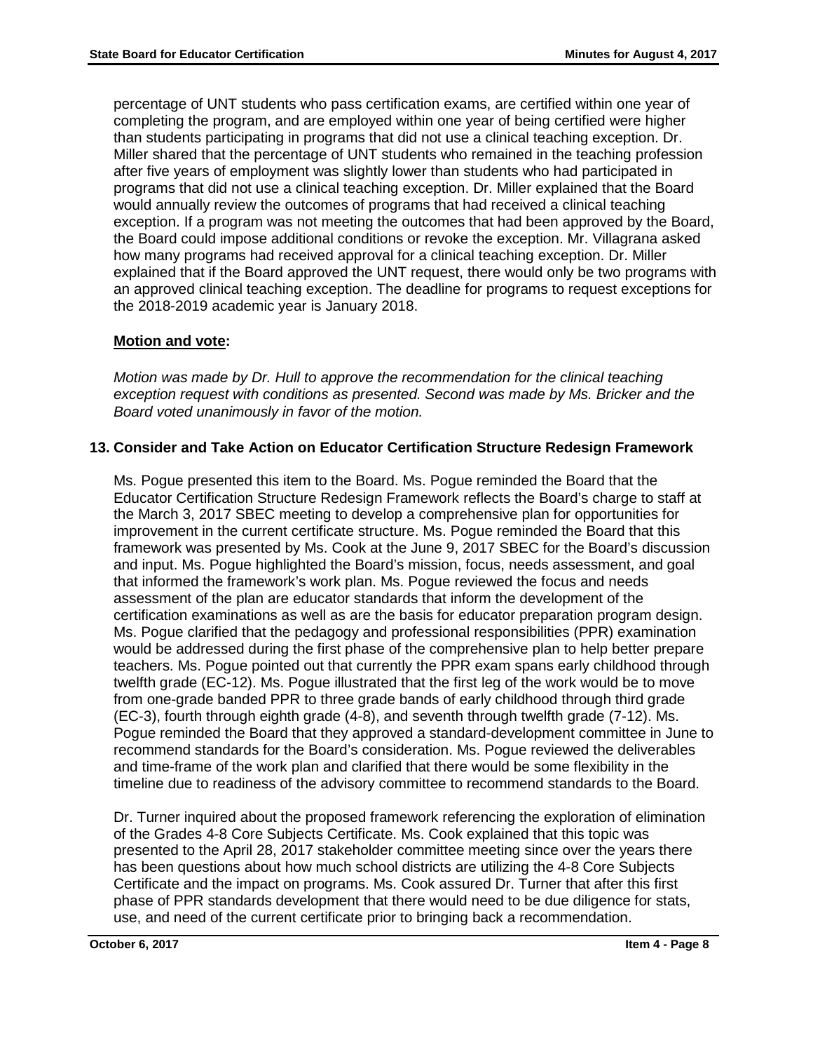percentage of UNT students who pass certification exams, are certified within one year of completing the program, and are employed within one year of being certified were higher than students participating in programs that did not use a clinical teaching exception. Dr. Miller shared that the percentage of UNT students who remained in the teaching profession after five years of employment was slightly lower than students who had participated in programs that did not use a clinical teaching exception. Dr. Miller explained that the Board would annually review the outcomes of programs that had received a clinical teaching exception. If a program was not meeting the outcomes that had been approved by the Board, the Board could impose additional conditions or revoke the exception. Mr. Villagrana asked how many programs had received approval for a clinical teaching exception. Dr. Miller explained that if the Board approved the UNT request, there would only be two programs with an approved clinical teaching exception. The deadline for programs to request exceptions for the 2018-2019 academic year is January 2018.

**Motion and vote:**

*Motion was made by Dr. Hull to approve the recommendation for the clinical teaching exception request with conditions as presented. Second was made by Ms. Bricker and the Board voted unanimously in favor of the motion.*

## 13. Consider and Take Action on Educator Certification Structure Redesign Framework

Ms. Pogue presented this item to the Board. Ms. Pogue reminded the Board that the Educator Certification Structure Redesign Framework reflects the Board's charge to staff at the March 3, 2017 SBEC meeting to develop a comprehensive plan for opportunities for improvement in the current certificate structure. Ms. Pogue reminded the Board that this framework was presented by Ms. Cook at the June 9, 2017 SBEC for the Board's discussion and input. Ms. Pogue highlighted the Board's mission, focus, needs assessment, and goal that informed the framework's work plan. Ms. Pogue reviewed the focus and needs assessment of the plan are educator standards that inform the development of the certification examinations as well as are the basis for educator preparation program design. Ms. Pogue clarified that the pedagogy and professional responsibilities (PPR) examination would be addressed during the first phase of the comprehensive plan to help better prepare teachers. Ms. Pogue pointed out that currently the PPR exam spans early childhood through twelfth grade (EC-12). Ms. Pogue illustrated that the first leg of the work would be to move from one-grade banded PPR to three grade bands of early childhood through third grade (EC-3), fourth through eighth grade (4-8), and seventh through twelfth grade (7-12). Ms. Pogue reminded the Board that they approved a standard-development committee in June to recommend standards for the Board's consideration. Ms. Pogue reviewed the deliverables and time-frame of the work plan and clarified that there would be some flexibility in the timeline due to readiness of the advisory committee to recommend standards to the Board.

Dr. Turner inquired about the proposed framework referencing the exploration of elimination of the Grades 4-8 Core Subjects Certificate. Ms. Cook explained that this topic was presented to the April 28, 2017 stakeholder committee meeting since over the years there has been questions about how much school districts are utilizing the 4-8 Core Subjects Certificate and the impact on programs. Ms. Cook assured Dr. Turner that after this first phase of PPR standards development that there would need to be due diligence for stats, use, and need of the current certificate prior to bringing back a recommendation.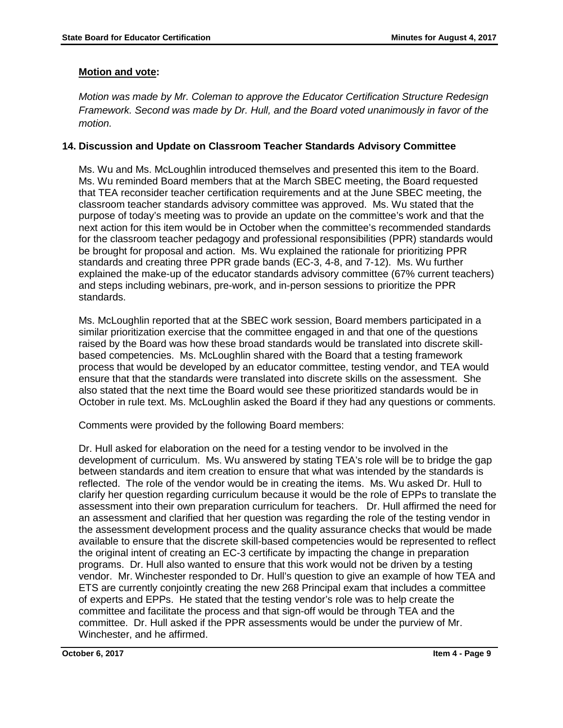**Motion and vote:**

*Motion was made by Mr. Coleman to approve the Educator Certification Structure Redesign Framework. Second was made by Dr. Hull, and the Board voted unanimously in favor of the motion.*

### 14. Discussion and Update on Classroom Teacher Standards Advisory Committee

Ms. Wu and Ms. McLoughlin introduced themselves and presented this item to the Board. Ms. Wu reminded Board members that at the March SBEC meeting, the Board requested that TEA reconsider teacher certification requirements and at the June SBEC meeting, the classroom teacher standards advisory committee was approved. Ms. Wu stated that the purpose of today's meeting was to provide an update on the committee's work and that the next action for this item would be in October when the committee's recommended standards for the classroom teacher pedagogy and professional responsibilities (PPR) standards would be brought for proposal and action. Ms. Wu explained the rationale for prioritizing PPR standards and creating three PPR grade bands (EC-3, 4-8, and 7-12). Ms. Wu further explained the make-up of the educator standards advisory committee (67% current teachers) and steps including webinars, pre-work, and in-person sessions to prioritize the PPR standards.

Ms. McLoughlin reported that at the SBEC work session, Board members participated in a similar prioritization exercise that the committee engaged in and that one of the questions raised by the Board was how these broad standards would be translated into discrete skill-based competencies. Ms. McLoughlin shared with the Board that a testing framework process that would be developed by an educator committee, testing vendor, and TEA would ensure that that the standards were translated into discrete skills on the assessment. She also stated that the next time the Board would see these prioritized standards would be in October in rule text. Ms. McLoughlin asked the Board if they had any questions or comments.

Comments were provided by the following Board members:

Dr. Hull asked for elaboration on the need for a testing vendor to be involved in the development of curriculum. Ms. Wu answered by stating TEA's role will be to bridge the gap between standards and item creation to ensure that what was intended by the standards is reflected. The role of the vendor would be in creating the items. Ms. Wu asked Dr. Hull to clarify her question regarding curriculum because it would be the role of EPPs to translate the assessment into their own preparation curriculum for teachers. Dr. Hull affirmed the need for an assessment and clarified that her question was regarding the role of the testing vendor in the assessment development process and the quality assurance checks that would be made available to ensure that the discrete skill-based competencies would be represented to reflect the original intent of creating an EC-3 certificate by impacting the change in preparation programs. Dr. Hull also wanted to ensure that this work would not be driven by a testing vendor. Mr. Winchester responded to Dr. Hull's question to give an example of how TEA and ETS are currently conjointly creating the new 268 Principal exam that includes a committee of experts and EPPs. He stated that the testing vendor's role was to help create the committee and facilitate the process and that sign-off would be through TEA and the committee. Dr. Hull asked if the PPR assessments would be under the purview of Mr. Winchester, and he affirmed.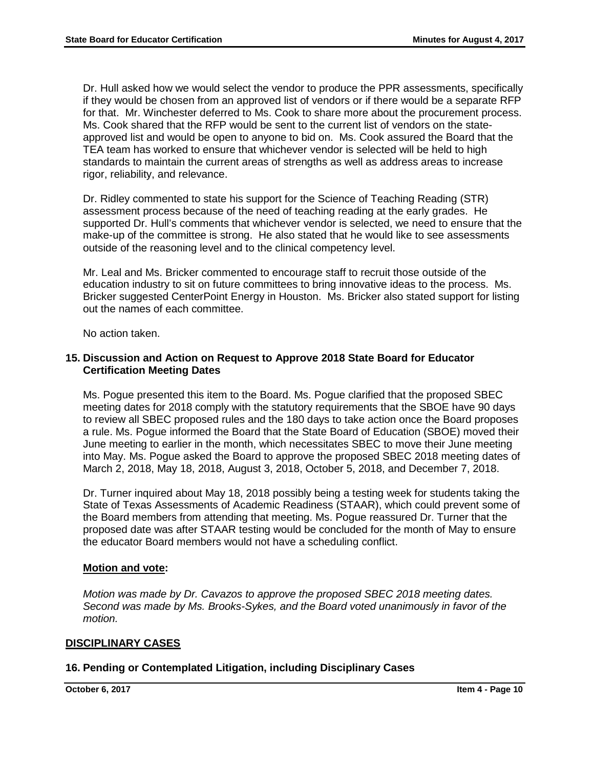Dr. Hull asked how we would select the vendor to produce the PPR assessments, specifically if they would be chosen from an approved list of vendors or if there would be a separate RFP for that. Mr. Winchester deferred to Ms. Cook to share more about the procurement process. Ms. Cook shared that the RFP would be sent to the current list of vendors on the state-approved list and would be open to anyone to bid on. Ms. Cook assured the Board that the TEA team has worked to ensure that whichever vendor is selected will be held to high standards to maintain the current areas of strengths as well as address areas to increase rigor, reliability, and relevance.

Dr. Ridley commented to state his support for the Science of Teaching Reading (STR) assessment process because of the need of teaching reading at the early grades. He supported Dr. Hull's comments that whichever vendor is selected, we need to ensure that the make-up of the committee is strong. He also stated that he would like to see assessments outside of the reasoning level and to the clinical competency level.

Mr. Leal and Ms. Bricker commented to encourage staff to recruit those outside of the education industry to sit on future committees to bring innovative ideas to the process. Ms. Bricker suggested CenterPoint Energy in Houston. Ms. Bricker also stated support for listing out the names of each committee.

No action taken.

### 15. Discussion and Action on Request to Approve 2018 State Board for Educator Certification Meeting Dates

Ms. Pogue presented this item to the Board. Ms. Pogue clarified that the proposed SBEC meeting dates for 2018 comply with the statutory requirements that the SBOE have 90 days to review all SBEC proposed rules and the 180 days to take action once the Board proposes a rule. Ms. Pogue informed the Board that the State Board of Education (SBOE) moved their June meeting to earlier in the month, which necessitates SBEC to move their June meeting into May. Ms. Pogue asked the Board to approve the proposed SBEC 2018 meeting dates of March 2, 2018, May 18, 2018, August 3, 2018, October 5, 2018, and December 7, 2018.

Dr. Turner inquired about May 18, 2018 possibly being a testing week for students taking the State of Texas Assessments of Academic Readiness (STAAR), which could prevent some of the Board members from attending that meeting. Ms. Pogue reassured Dr. Turner that the proposed date was after STAAR testing would be concluded for the month of May to ensure the educator Board members would not have a scheduling conflict.

**Motion and vote:**

*Motion was made by Dr. Cavazos to approve the proposed SBEC 2018 meeting dates. Second was made by Ms. Brooks-Sykes, and the Board voted unanimously in favor of the motion.*

## DISCIPLINARY CASES

### 16. Pending or Contemplated Litigation, including Disciplinary Cases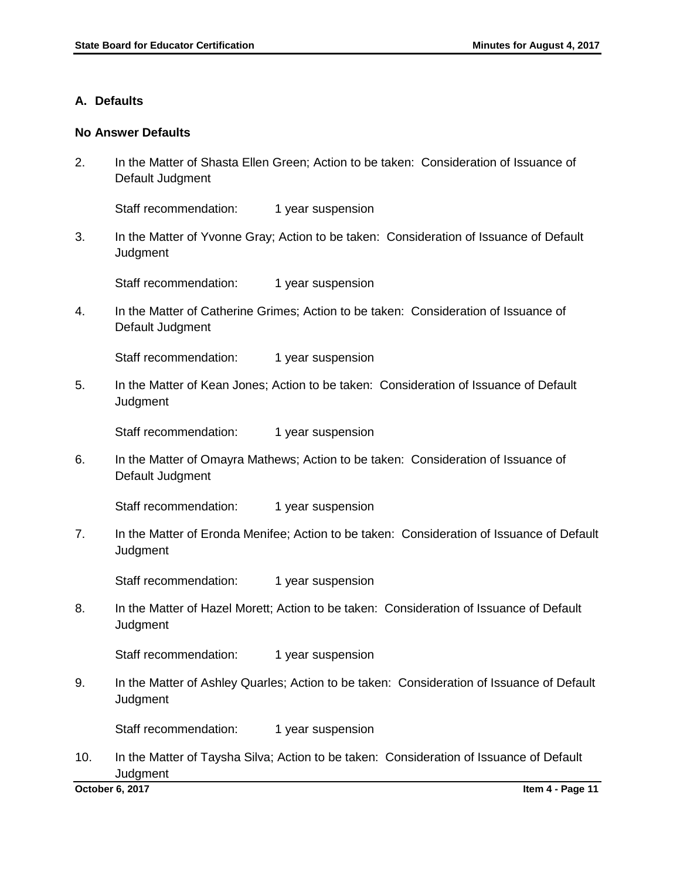## A. Defaults

### No Answer Defaults

2. In the Matter of Shasta Ellen Green; Action to be taken: Consideration of Issuance of Default Judgment

   Staff recommendation: 1 year suspension

3. In the Matter of Yvonne Gray; Action to be taken: Consideration of Issuance of Default Judgment

   Staff recommendation: 1 year suspension

4. In the Matter of Catherine Grimes; Action to be taken: Consideration of Issuance of Default Judgment

   Staff recommendation: 1 year suspension

5. In the Matter of Kean Jones; Action to be taken: Consideration of Issuance of Default Judgment

   Staff recommendation: 1 year suspension

6. In the Matter of Omayra Mathews; Action to be taken: Consideration of Issuance of Default Judgment

   Staff recommendation: 1 year suspension

7. In the Matter of Eronda Menifee; Action to be taken: Consideration of Issuance of Default Judgment

   Staff recommendation: 1 year suspension

8. In the Matter of Hazel Morett; Action to be taken: Consideration of Issuance of Default Judgment

   Staff recommendation: 1 year suspension

9. In the Matter of Ashley Quarles; Action to be taken: Consideration of Issuance of Default Judgment

   Staff recommendation: 1 year suspension

10. In the Matter of Taysha Silva; Action to be taken: Consideration of Issuance of Default Judgment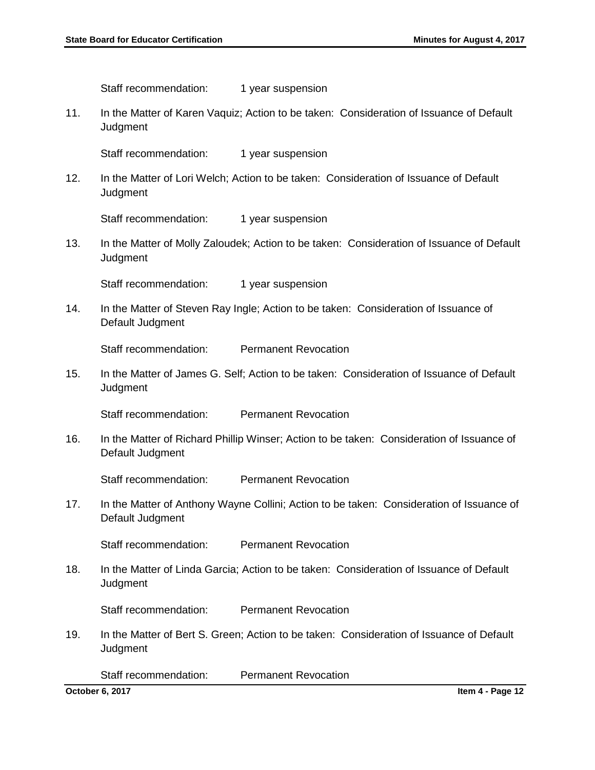Staff recommendation: 1 year suspension

11. In the Matter of Karen Vaquiz; Action to be taken: Consideration of Issuance of Default Judgment

    Staff recommendation: 1 year suspension

12. In the Matter of Lori Welch; Action to be taken: Consideration of Issuance of Default Judgment

    Staff recommendation: 1 year suspension

13. In the Matter of Molly Zaloudek; Action to be taken: Consideration of Issuance of Default Judgment

    Staff recommendation: 1 year suspension

14. In the Matter of Steven Ray Ingle; Action to be taken: Consideration of Issuance of Default Judgment

    Staff recommendation: Permanent Revocation

15. In the Matter of James G. Self; Action to be taken: Consideration of Issuance of Default Judgment

    Staff recommendation: Permanent Revocation

16. In the Matter of Richard Phillip Winser; Action to be taken: Consideration of Issuance of Default Judgment

    Staff recommendation: Permanent Revocation

17. In the Matter of Anthony Wayne Collini; Action to be taken: Consideration of Issuance of Default Judgment

    Staff recommendation: Permanent Revocation

18. In the Matter of Linda Garcia; Action to be taken: Consideration of Issuance of Default Judgment

    Staff recommendation: Permanent Revocation

19. In the Matter of Bert S. Green; Action to be taken: Consideration of Issuance of Default Judgment

    Staff recommendation: Permanent Revocation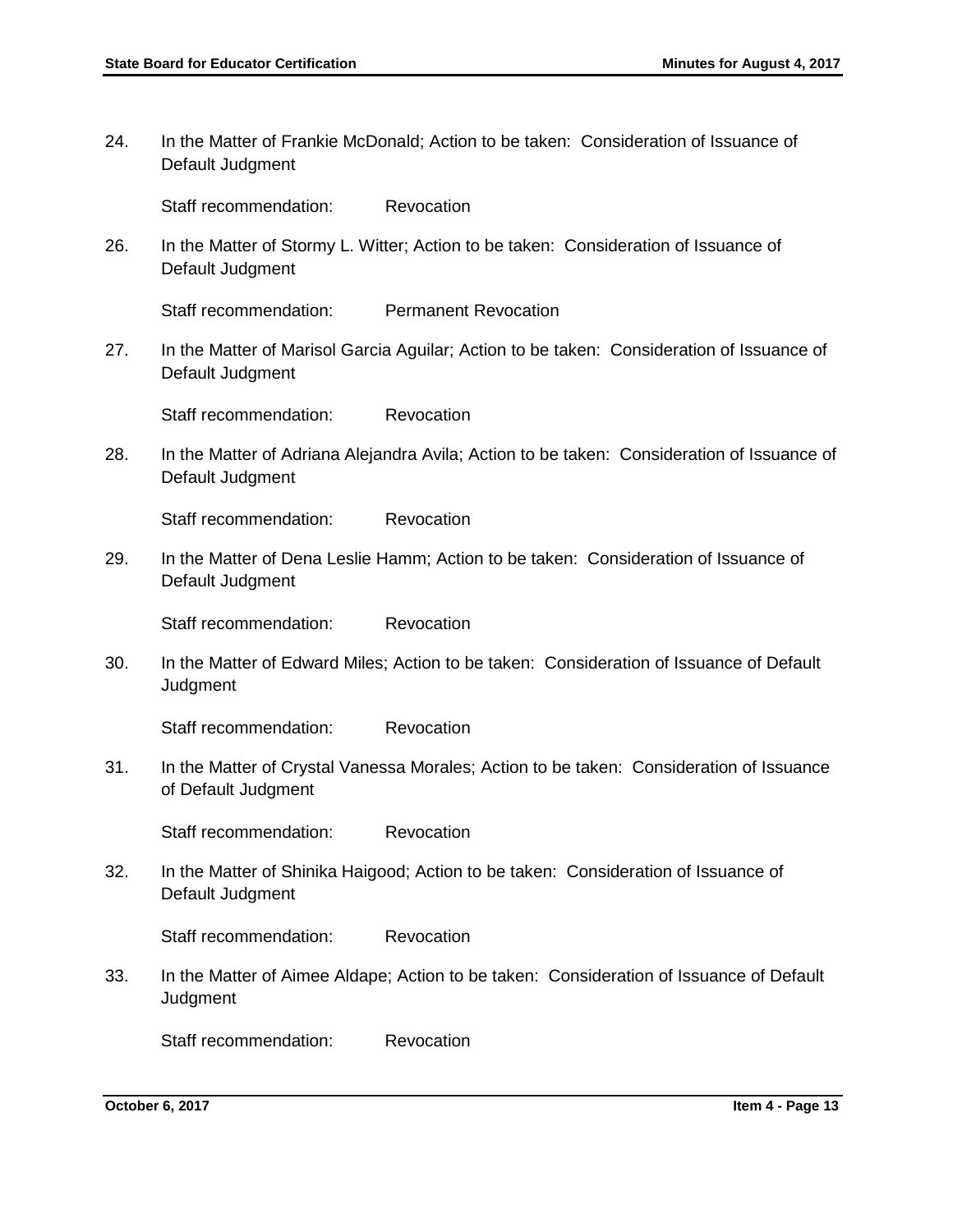24. In the Matter of Frankie McDonald; Action to be taken: Consideration of Issuance of Default Judgment

    Staff recommendation: Revocation

26. In the Matter of Stormy L. Witter; Action to be taken: Consideration of Issuance of Default Judgment

    Staff recommendation: Permanent Revocation

27. In the Matter of Marisol Garcia Aguilar; Action to be taken: Consideration of Issuance of Default Judgment

    Staff recommendation: Revocation

28. In the Matter of Adriana Alejandra Avila; Action to be taken: Consideration of Issuance of Default Judgment

    Staff recommendation: Revocation

29. In the Matter of Dena Leslie Hamm; Action to be taken: Consideration of Issuance of Default Judgment

    Staff recommendation: Revocation

30. In the Matter of Edward Miles; Action to be taken: Consideration of Issuance of Default Judgment

    Staff recommendation: Revocation

31. In the Matter of Crystal Vanessa Morales; Action to be taken: Consideration of Issuance of Default Judgment

    Staff recommendation: Revocation

32. In the Matter of Shinika Haigood; Action to be taken: Consideration of Issuance of Default Judgment

    Staff recommendation: Revocation

33. In the Matter of Aimee Aldape; Action to be taken: Consideration of Issuance of Default Judgment

    Staff recommendation: Revocation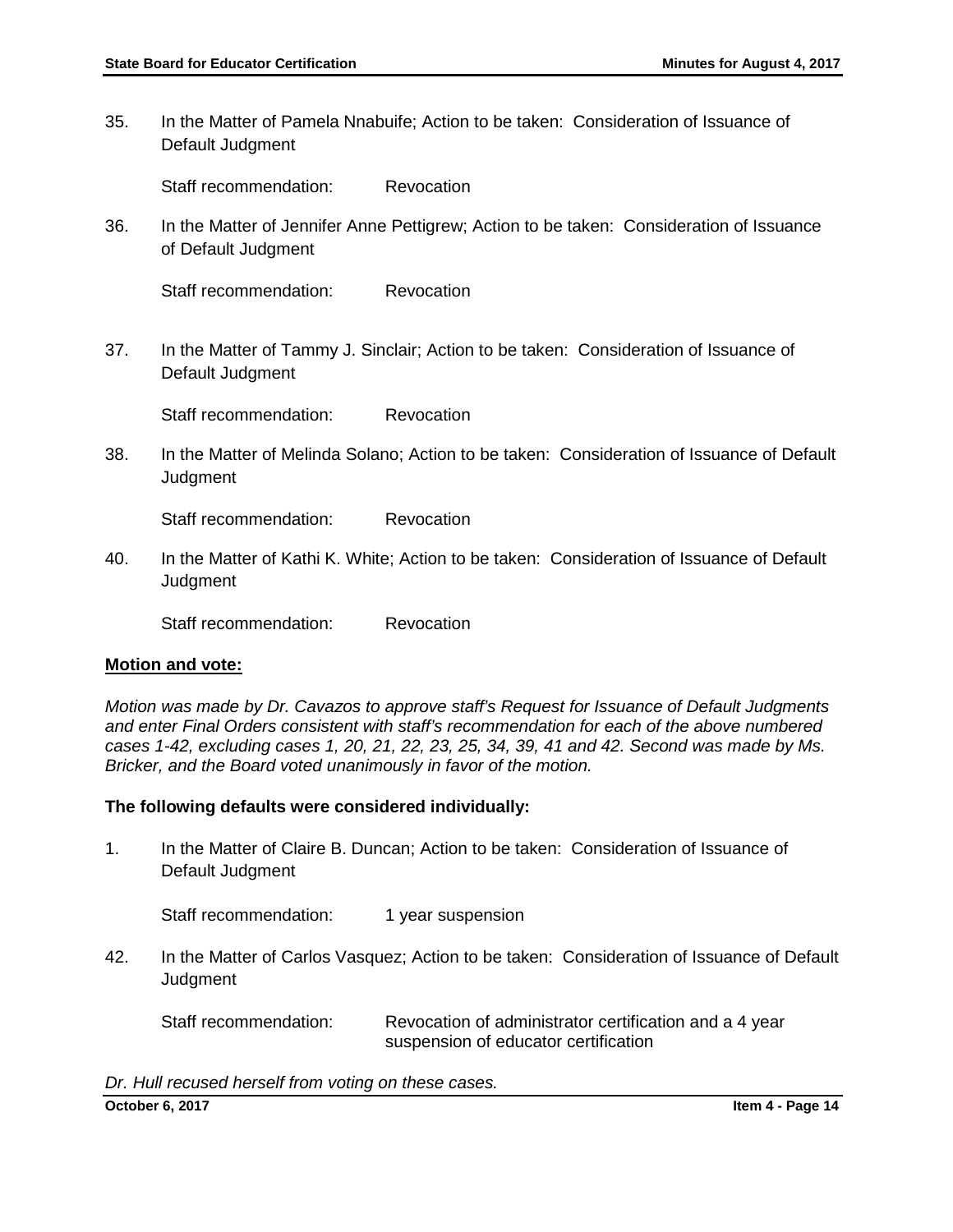35. In the Matter of Pamela Nnabuife; Action to be taken: Consideration of Issuance of Default Judgment

    Staff recommendation: Revocation

36. In the Matter of Jennifer Anne Pettigrew; Action to be taken: Consideration of Issuance of Default Judgment

    Staff recommendation: Revocation

37. In the Matter of Tammy J. Sinclair; Action to be taken: Consideration of Issuance of Default Judgment

    Staff recommendation: Revocation

38. In the Matter of Melinda Solano; Action to be taken: Consideration of Issuance of Default Judgment

    Staff recommendation: Revocation

40. In the Matter of Kathi K. White; Action to be taken: Consideration of Issuance of Default Judgment

    Staff recommendation: Revocation

**Motion and vote:**

*Motion was made by Dr. Cavazos to approve staff's Request for Issuance of Default Judgments and enter Final Orders consistent with staff's recommendation for each of the above numbered cases 1-42, excluding cases 1, 20, 21, 22, 23, 25, 34, 39, 41 and 42. Second was made by Ms. Bricker, and the Board voted unanimously in favor of the motion.*

**The following defaults were considered individually:**

1. In the Matter of Claire B. Duncan; Action to be taken: Consideration of Issuance of Default Judgment

    Staff recommendation: 1 year suspension

42. In the Matter of Carlos Vasquez; Action to be taken: Consideration of Issuance of Default Judgment

    Staff recommendation: Revocation of administrator certification and a 4 year suspension of educator certification

*Dr. Hull recused herself from voting on these cases.*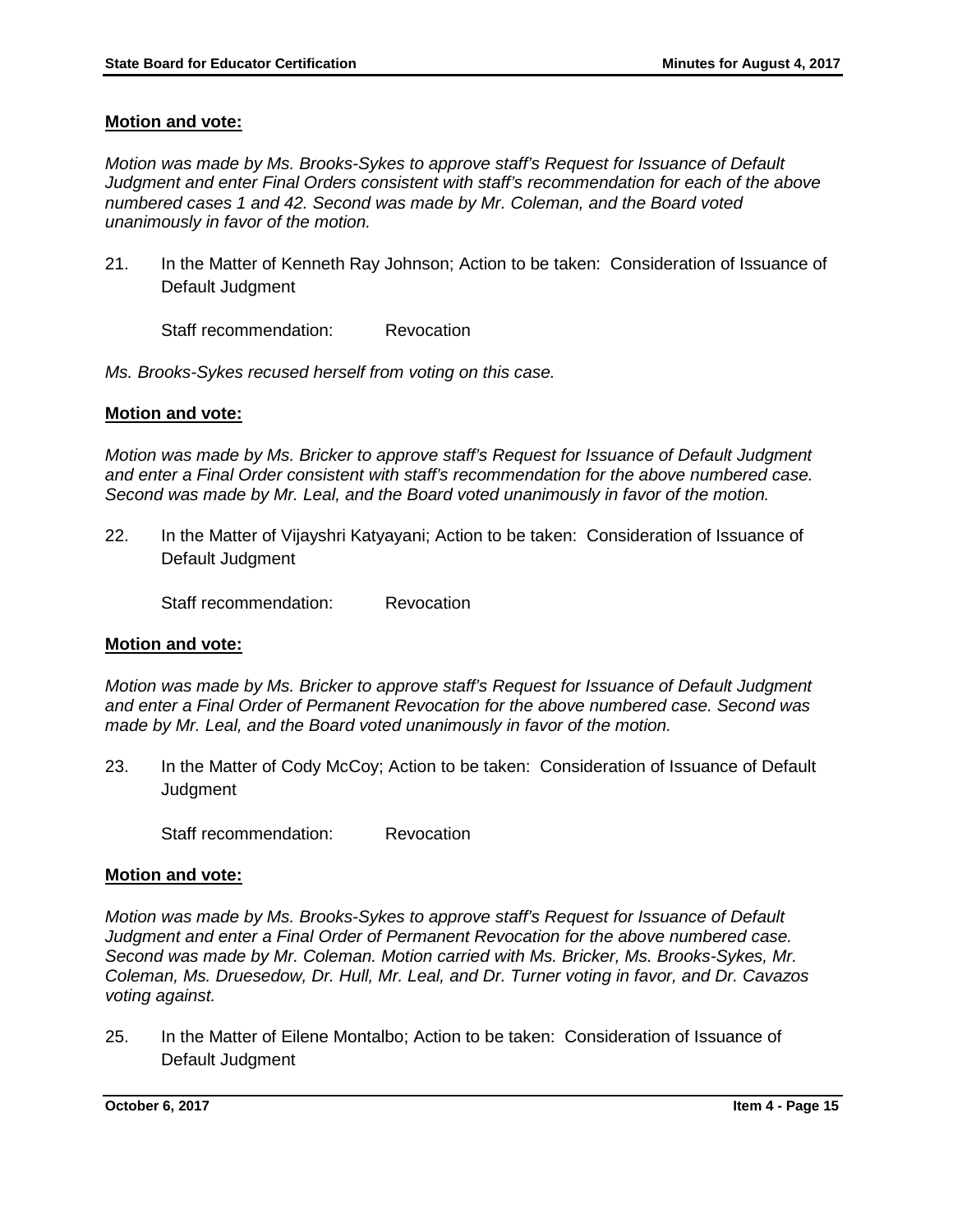**Motion and vote:**

*Motion was made by Ms. Brooks-Sykes to approve staff's Request for Issuance of Default Judgment and enter Final Orders consistent with staff's recommendation for each of the above numbered cases 1 and 42. Second was made by Mr. Coleman, and the Board voted unanimously in favor of the motion.*

21. In the Matter of Kenneth Ray Johnson; Action to be taken: Consideration of Issuance of Default Judgment

    Staff recommendation: Revocation

*Ms. Brooks-Sykes recused herself from voting on this case.*

**Motion and vote:**

*Motion was made by Ms. Bricker to approve staff's Request for Issuance of Default Judgment and enter a Final Order consistent with staff's recommendation for the above numbered case. Second was made by Mr. Leal, and the Board voted unanimously in favor of the motion.*

22. In the Matter of Vijayshri Katyayani; Action to be taken: Consideration of Issuance of Default Judgment

    Staff recommendation: Revocation

**Motion and vote:**

*Motion was made by Ms. Bricker to approve staff's Request for Issuance of Default Judgment and enter a Final Order of Permanent Revocation for the above numbered case. Second was made by Mr. Leal, and the Board voted unanimously in favor of the motion.*

23. In the Matter of Cody McCoy; Action to be taken: Consideration of Issuance of Default Judgment

    Staff recommendation: Revocation

**Motion and vote:**

*Motion was made by Ms. Brooks-Sykes to approve staff's Request for Issuance of Default Judgment and enter a Final Order of Permanent Revocation for the above numbered case. Second was made by Mr. Coleman. Motion carried with Ms. Bricker, Ms. Brooks-Sykes, Mr. Coleman, Ms. Druesedow, Dr. Hull, Mr. Leal, and Dr. Turner voting in favor, and Dr. Cavazos voting against.*

25. In the Matter of Eilene Montalbo; Action to be taken: Consideration of Issuance of Default Judgment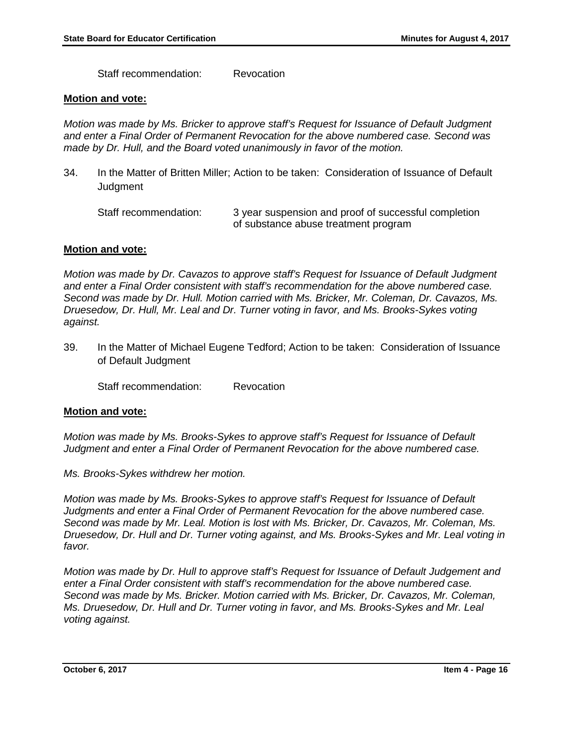Staff recommendation: Revocation

**Motion and vote:**

*Motion was made by Ms. Bricker to approve staff's Request for Issuance of Default Judgment and enter a Final Order of Permanent Revocation for the above numbered case. Second was made by Dr. Hull, and the Board voted unanimously in favor of the motion.*

34. In the Matter of Britten Miller; Action to be taken: Consideration of Issuance of Default Judgment

 Staff recommendation: 3 year suspension and proof of successful completion of substance abuse treatment program

**Motion and vote:**

*Motion was made by Dr. Cavazos to approve staff's Request for Issuance of Default Judgment and enter a Final Order consistent with staff's recommendation for the above numbered case. Second was made by Dr. Hull. Motion carried with Ms. Bricker, Mr. Coleman, Dr. Cavazos, Ms. Druesedow, Dr. Hull, Mr. Leal and Dr. Turner voting in favor, and Ms. Brooks-Sykes voting against.*

39. In the Matter of Michael Eugene Tedford; Action to be taken: Consideration of Issuance of Default Judgment

 Staff recommendation: Revocation

**Motion and vote:**

*Motion was made by Ms. Brooks-Sykes to approve staff's Request for Issuance of Default Judgment and enter a Final Order of Permanent Revocation for the above numbered case.*

*Ms. Brooks-Sykes withdrew her motion.*

*Motion was made by Ms. Brooks-Sykes to approve staff's Request for Issuance of Default Judgments and enter a Final Order of Permanent Revocation for the above numbered case. Second was made by Mr. Leal. Motion is lost with Ms. Bricker, Dr. Cavazos, Mr. Coleman, Ms. Druesedow, Dr. Hull and Dr. Turner voting against, and Ms. Brooks-Sykes and Mr. Leal voting in favor.*

*Motion was made by Dr. Hull to approve staff's Request for Issuance of Default Judgement and enter a Final Order consistent with staff's recommendation for the above numbered case. Second was made by Ms. Bricker. Motion carried with Ms. Bricker, Dr. Cavazos, Mr. Coleman, Ms. Druesedow, Dr. Hull and Dr. Turner voting in favor, and Ms. Brooks-Sykes and Mr. Leal voting against.*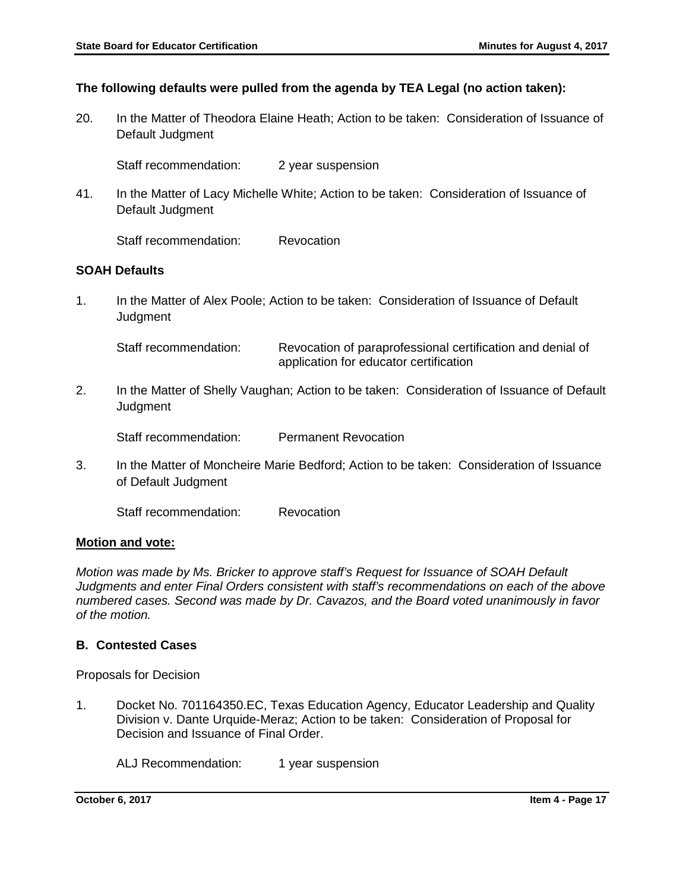**The following defaults were pulled from the agenda by TEA Legal (no action taken):**

20. In the Matter of Theodora Elaine Heath; Action to be taken: Consideration of Issuance of Default Judgment

    Staff recommendation: 2 year suspension

41. In the Matter of Lacy Michelle White; Action to be taken: Consideration of Issuance of Default Judgment

    Staff recommendation: Revocation

**SOAH Defaults**

1. In the Matter of Alex Poole; Action to be taken: Consideration of Issuance of Default Judgment

   Staff recommendation: Revocation of paraprofessional certification and denial of application for educator certification

2. In the Matter of Shelly Vaughan; Action to be taken: Consideration of Issuance of Default Judgment

   Staff recommendation: Permanent Revocation

3. In the Matter of Moncheire Marie Bedford; Action to be taken: Consideration of Issuance of Default Judgment

   Staff recommendation: Revocation

**Motion and vote:**

*Motion was made by Ms. Bricker to approve staff's Request for Issuance of SOAH Default Judgments and enter Final Orders consistent with staff's recommendations on each of the above numbered cases. Second was made by Dr. Cavazos, and the Board voted unanimously in favor of the motion.*

**B. Contested Cases**

Proposals for Decision

1. Docket No. 701164350.EC, Texas Education Agency, Educator Leadership and Quality Division v. Dante Urquide-Meraz; Action to be taken: Consideration of Proposal for Decision and Issuance of Final Order.

   ALJ Recommendation: 1 year suspension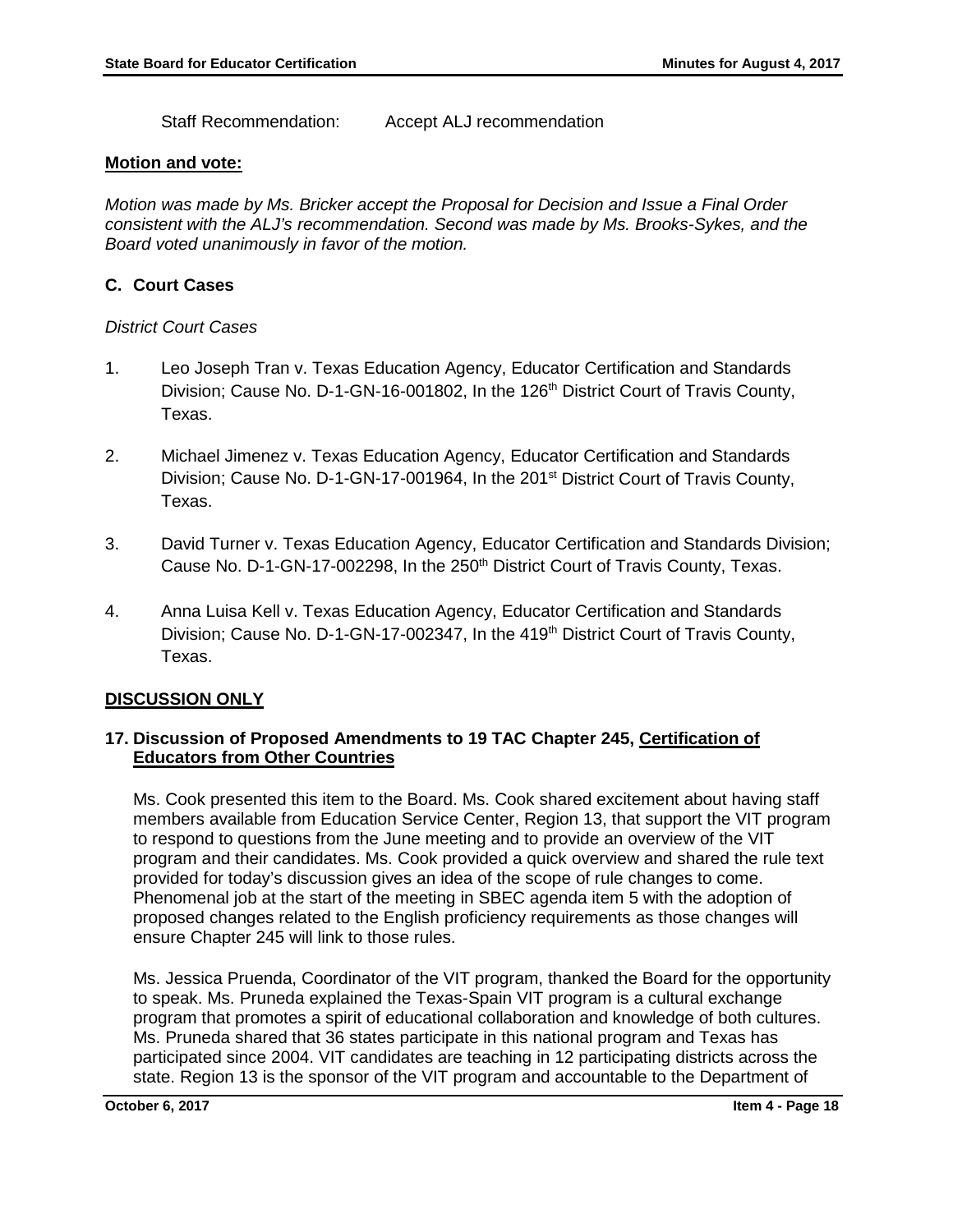Staff Recommendation: Accept ALJ recommendation

**Motion and vote:**

*Motion was made by Ms. Bricker accept the Proposal for Decision and Issue a Final Order consistent with the ALJ's recommendation. Second was made by Ms. Brooks-Sykes, and the Board voted unanimously in favor of the motion.*

### C. Court Cases

*District Court Cases*

1. Leo Joseph Tran v. Texas Education Agency, Educator Certification and Standards Division; Cause No. D-1-GN-16-001802, In the 126th District Court of Travis County, Texas.

2. Michael Jimenez v. Texas Education Agency, Educator Certification and Standards Division; Cause No. D-1-GN-17-001964, In the 201st District Court of Travis County, Texas.

3. David Turner v. Texas Education Agency, Educator Certification and Standards Division; Cause No. D-1-GN-17-002298, In the 250th District Court of Travis County, Texas.

4. Anna Luisa Kell v. Texas Education Agency, Educator Certification and Standards Division; Cause No. D-1-GN-17-002347, In the 419th District Court of Travis County, Texas.

## DISCUSSION ONLY

### 17. Discussion of Proposed Amendments to 19 TAC Chapter 245, Certification of Educators from Other Countries

Ms. Cook presented this item to the Board. Ms. Cook shared excitement about having staff members available from Education Service Center, Region 13, that support the VIT program to respond to questions from the June meeting and to provide an overview of the VIT program and their candidates. Ms. Cook provided a quick overview and shared the rule text provided for today's discussion gives an idea of the scope of rule changes to come. Phenomenal job at the start of the meeting in SBEC agenda item 5 with the adoption of proposed changes related to the English proficiency requirements as those changes will ensure Chapter 245 will link to those rules.

Ms. Jessica Pruenda, Coordinator of the VIT program, thanked the Board for the opportunity to speak. Ms. Pruneda explained the Texas-Spain VIT program is a cultural exchange program that promotes a spirit of educational collaboration and knowledge of both cultures. Ms. Pruneda shared that 36 states participate in this national program and Texas has participated since 2004. VIT candidates are teaching in 12 participating districts across the state. Region 13 is the sponsor of the VIT program and accountable to the Department of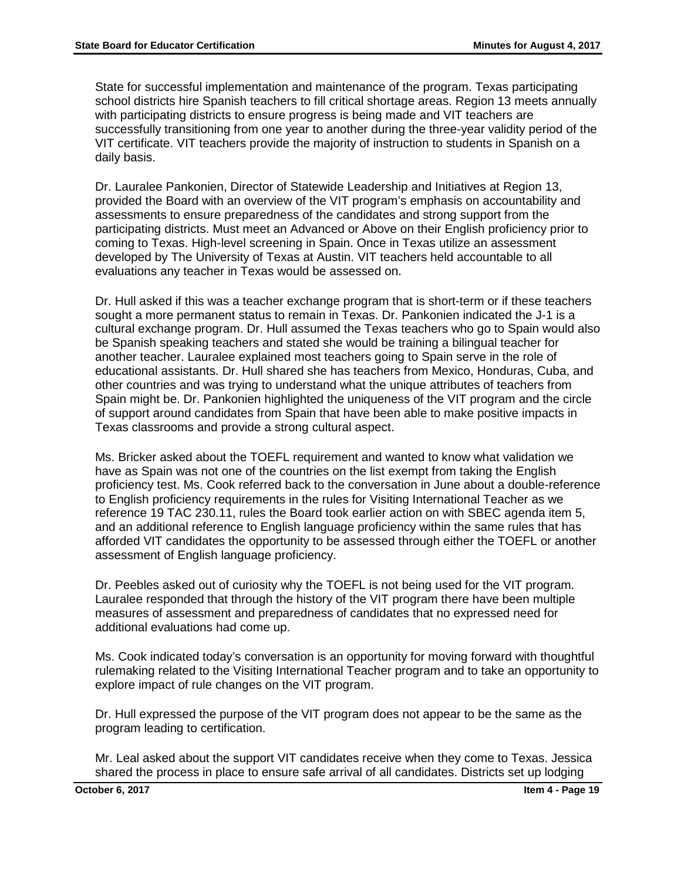State for successful implementation and maintenance of the program. Texas participating school districts hire Spanish teachers to fill critical shortage areas. Region 13 meets annually with participating districts to ensure progress is being made and VIT teachers are successfully transitioning from one year to another during the three-year validity period of the VIT certificate. VIT teachers provide the majority of instruction to students in Spanish on a daily basis.

Dr. Lauralee Pankonien, Director of Statewide Leadership and Initiatives at Region 13, provided the Board with an overview of the VIT program's emphasis on accountability and assessments to ensure preparedness of the candidates and strong support from the participating districts. Must meet an Advanced or Above on their English proficiency prior to coming to Texas. High-level screening in Spain. Once in Texas utilize an assessment developed by The University of Texas at Austin. VIT teachers held accountable to all evaluations any teacher in Texas would be assessed on.

Dr. Hull asked if this was a teacher exchange program that is short-term or if these teachers sought a more permanent status to remain in Texas. Dr. Pankonien indicated the J-1 is a cultural exchange program. Dr. Hull assumed the Texas teachers who go to Spain would also be Spanish speaking teachers and stated she would be training a bilingual teacher for another teacher. Lauralee explained most teachers going to Spain serve in the role of educational assistants. Dr. Hull shared she has teachers from Mexico, Honduras, Cuba, and other countries and was trying to understand what the unique attributes of teachers from Spain might be. Dr. Pankonien highlighted the uniqueness of the VIT program and the circle of support around candidates from Spain that have been able to make positive impacts in Texas classrooms and provide a strong cultural aspect.

Ms. Bricker asked about the TOEFL requirement and wanted to know what validation we have as Spain was not one of the countries on the list exempt from taking the English proficiency test. Ms. Cook referred back to the conversation in June about a double-reference to English proficiency requirements in the rules for Visiting International Teacher as we reference 19 TAC 230.11, rules the Board took earlier action on with SBEC agenda item 5, and an additional reference to English language proficiency within the same rules that has afforded VIT candidates the opportunity to be assessed through either the TOEFL or another assessment of English language proficiency.

Dr. Peebles asked out of curiosity why the TOEFL is not being used for the VIT program. Lauralee responded that through the history of the VIT program there have been multiple measures of assessment and preparedness of candidates that no expressed need for additional evaluations had come up.

Ms. Cook indicated today's conversation is an opportunity for moving forward with thoughtful rulemaking related to the Visiting International Teacher program and to take an opportunity to explore impact of rule changes on the VIT program.

Dr. Hull expressed the purpose of the VIT program does not appear to be the same as the program leading to certification.

Mr. Leal asked about the support VIT candidates receive when they come to Texas. Jessica shared the process in place to ensure safe arrival of all candidates. Districts set up lodging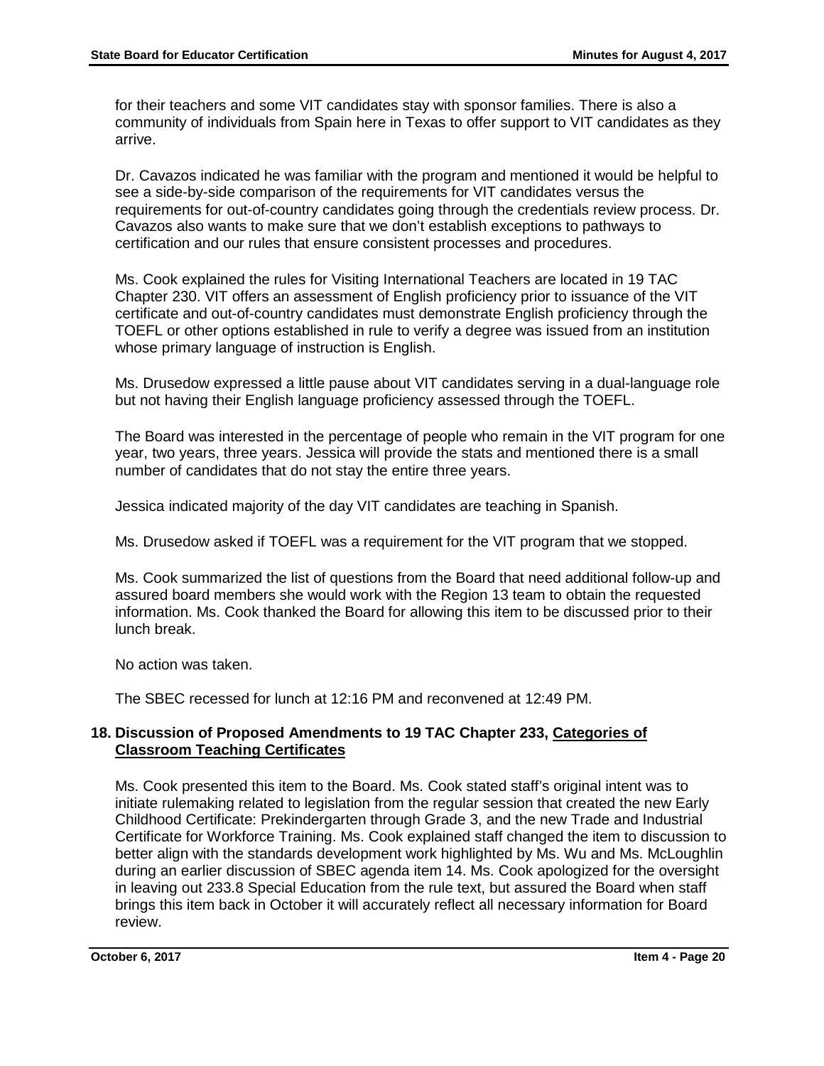for their teachers and some VIT candidates stay with sponsor families. There is also a community of individuals from Spain here in Texas to offer support to VIT candidates as they arrive.

Dr. Cavazos indicated he was familiar with the program and mentioned it would be helpful to see a side-by-side comparison of the requirements for VIT candidates versus the requirements for out-of-country candidates going through the credentials review process. Dr. Cavazos also wants to make sure that we don't establish exceptions to pathways to certification and our rules that ensure consistent processes and procedures.

Ms. Cook explained the rules for Visiting International Teachers are located in 19 TAC Chapter 230. VIT offers an assessment of English proficiency prior to issuance of the VIT certificate and out-of-country candidates must demonstrate English proficiency through the TOEFL or other options established in rule to verify a degree was issued from an institution whose primary language of instruction is English.

Ms. Drusedow expressed a little pause about VIT candidates serving in a dual-language role but not having their English language proficiency assessed through the TOEFL.

The Board was interested in the percentage of people who remain in the VIT program for one year, two years, three years. Jessica will provide the stats and mentioned there is a small number of candidates that do not stay the entire three years.

Jessica indicated majority of the day VIT candidates are teaching in Spanish.

Ms. Drusedow asked if TOEFL was a requirement for the VIT program that we stopped.

Ms. Cook summarized the list of questions from the Board that need additional follow-up and assured board members she would work with the Region 13 team to obtain the requested information. Ms. Cook thanked the Board for allowing this item to be discussed prior to their lunch break.

No action was taken.

The SBEC recessed for lunch at 12:16 PM and reconvened at 12:49 PM.

**18. Discussion of Proposed Amendments to 19 TAC Chapter 233, Categories of Classroom Teaching Certificates**

Ms. Cook presented this item to the Board. Ms. Cook stated staff's original intent was to initiate rulemaking related to legislation from the regular session that created the new Early Childhood Certificate: Prekindergarten through Grade 3, and the new Trade and Industrial Certificate for Workforce Training. Ms. Cook explained staff changed the item to discussion to better align with the standards development work highlighted by Ms. Wu and Ms. McLoughlin during an earlier discussion of SBEC agenda item 14. Ms. Cook apologized for the oversight in leaving out 233.8 Special Education from the rule text, but assured the Board when staff brings this item back in October it will accurately reflect all necessary information for Board review.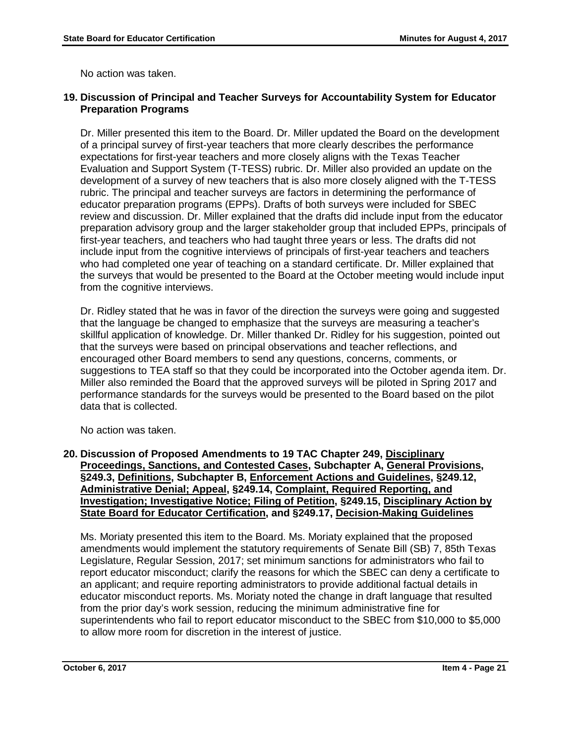No action was taken.

**19. Discussion of Principal and Teacher Surveys for Accountability System for Educator Preparation Programs**

Dr. Miller presented this item to the Board. Dr. Miller updated the Board on the development of a principal survey of first-year teachers that more clearly describes the performance expectations for first-year teachers and more closely aligns with the Texas Teacher Evaluation and Support System (T-TESS) rubric. Dr. Miller also provided an update on the development of a survey of new teachers that is also more closely aligned with the T-TESS rubric. The principal and teacher surveys are factors in determining the performance of educator preparation programs (EPPs). Drafts of both surveys were included for SBEC review and discussion. Dr. Miller explained that the drafts did include input from the educator preparation advisory group and the larger stakeholder group that included EPPs, principals of first-year teachers, and teachers who had taught three years or less. The drafts did not include input from the cognitive interviews of principals of first-year teachers and teachers who had completed one year of teaching on a standard certificate. Dr. Miller explained that the surveys that would be presented to the Board at the October meeting would include input from the cognitive interviews.

Dr. Ridley stated that he was in favor of the direction the surveys were going and suggested that the language be changed to emphasize that the surveys are measuring a teacher's skillful application of knowledge. Dr. Miller thanked Dr. Ridley for his suggestion, pointed out that the surveys were based on principal observations and teacher reflections, and encouraged other Board members to send any questions, concerns, comments, or suggestions to TEA staff so that they could be incorporated into the October agenda item. Dr. Miller also reminded the Board that the approved surveys will be piloted in Spring 2017 and performance standards for the surveys would be presented to the Board based on the pilot data that is collected.

No action was taken.

**20. Discussion of Proposed Amendments to 19 TAC Chapter 249, <u>Disciplinary Proceedings, Sanctions, and Contested Cases</u>, Subchapter A, <u>General Provisions</u>, §249.3, <u>Definitions</u>, Subchapter B, <u>Enforcement Actions and Guidelines</u>, §249.12, <u>Administrative Denial; Appeal</u>, §249.14, <u>Complaint, Required Reporting, and Investigation; Investigative Notice; Filing of Petition</u>, §249.15, <u>Disciplinary Action by State Board for Educator Certification</u>, and §249.17, <u>Decision-Making Guidelines</u>**

Ms. Moriaty presented this item to the Board. Ms. Moriaty explained that the proposed amendments would implement the statutory requirements of Senate Bill (SB) 7, 85th Texas Legislature, Regular Session, 2017; set minimum sanctions for administrators who fail to report educator misconduct; clarify the reasons for which the SBEC can deny a certificate to an applicant; and require reporting administrators to provide additional factual details in educator misconduct reports. Ms. Moriaty noted the change in draft language that resulted from the prior day's work session, reducing the minimum administrative fine for superintendents who fail to report educator misconduct to the SBEC from $10,000 to $5,000 to allow more room for discretion in the interest of justice.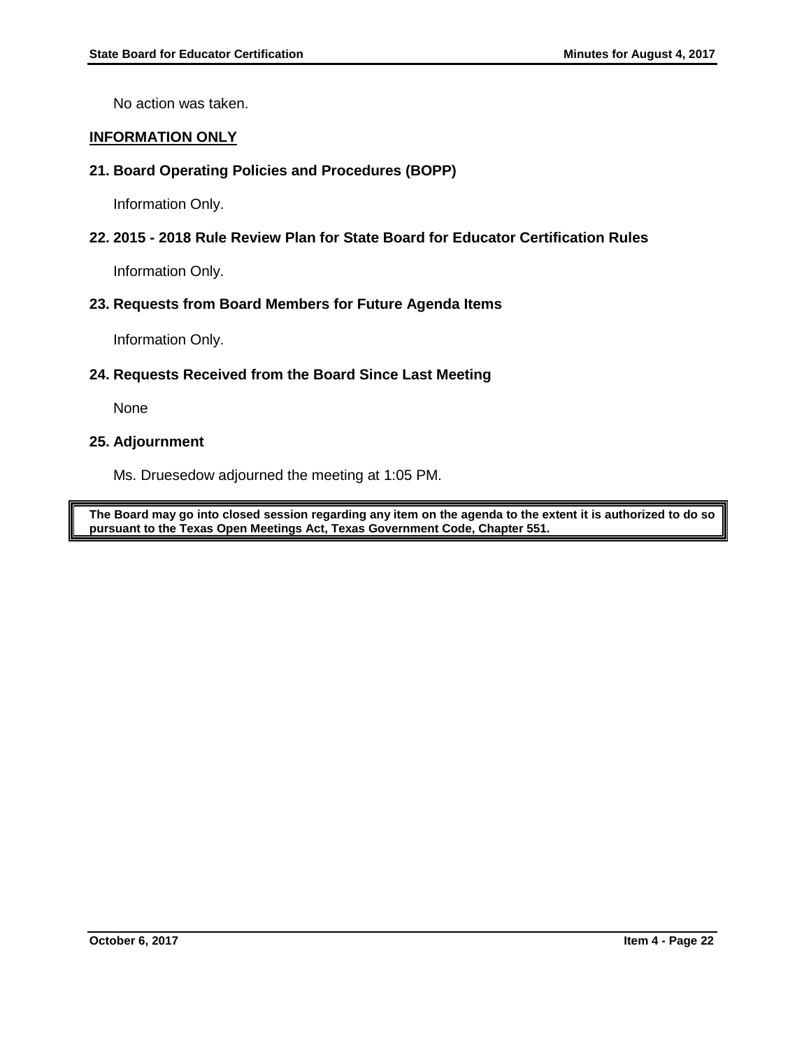No action was taken.

**INFORMATION ONLY**

### 21. Board Operating Policies and Procedures (BOPP)

Information Only.

### 22. 2015 - 2018 Rule Review Plan for State Board for Educator Certification Rules

Information Only.

### 23. Requests from Board Members for Future Agenda Items

Information Only.

### 24. Requests Received from the Board Since Last Meeting

None

### 25. Adjournment

Ms. Druesedow adjourned the meeting at 1:05 PM.

**The Board may go into closed session regarding any item on the agenda to the extent it is authorized to do so pursuant to the Texas Open Meetings Act, Texas Government Code, Chapter 551.**